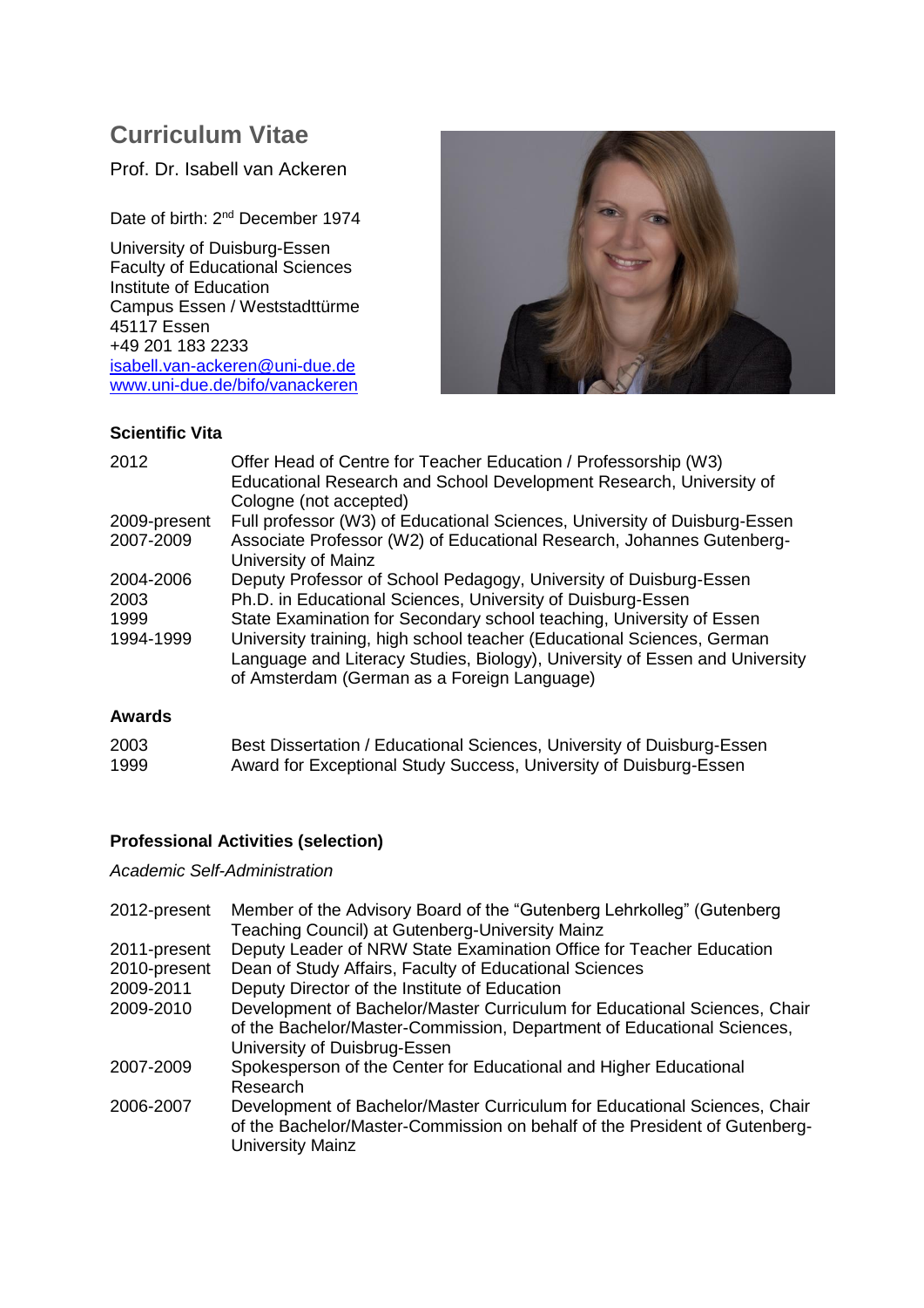# Curriculum Vitae

Prof. Dr. Isabell van Ackeren

Date of birth: 2nd December 1974

University of Duisburg-Essen
Faculty of Educational Sciences
Institute of Education
Campus Essen / Weststadttürme
45117 Essen
+49 201 183 2233
isabell.van-ackeren@uni-due.de
www.uni-due.de/bifo/vanackeren

### Scientific Vita

| | |
|---|---|
| 2012 | Offer Head of Centre for Teacher Education / Professorship (W3) Educational Research and School Development Research, University of Cologne (not accepted) |
| 2009-present | Full professor (W3) of Educational Sciences, University of Duisburg-Essen |
| 2007-2009 | Associate Professor (W2) of Educational Research, Johannes Gutenberg-University of Mainz |
| 2004-2006 | Deputy Professor of School Pedagogy, University of Duisburg-Essen |
| 2003 | Ph.D. in Educational Sciences, University of Duisburg-Essen |
| 1999 | State Examination for Secondary school teaching, University of Essen |
| 1994-1999 | University training, high school teacher (Educational Sciences, German Language and Literacy Studies, Biology), University of Essen and University of Amsterdam (German as a Foreign Language) |

### Awards

| | |
|---|---|
| 2003 | Best Dissertation / Educational Sciences, University of Duisburg-Essen |
| 1999 | Award for Exceptional Study Success, University of Duisburg-Essen |

### Professional Activities (selection)

*Academic Self-Administration*

| | |
|---|---|
| 2012-present | Member of the Advisory Board of the "Gutenberg Lehrkolleg" (Gutenberg Teaching Council) at Gutenberg-University Mainz |
| 2011-present | Deputy Leader of NRW State Examination Office for Teacher Education |
| 2010-present | Dean of Study Affairs, Faculty of Educational Sciences |
| 2009-2011 | Deputy Director of the Institute of Education |
| 2009-2010 | Development of Bachelor/Master Curriculum for Educational Sciences, Chair of the Bachelor/Master-Commission, Department of Educational Sciences, University of Duisbrug-Essen |
| 2007-2009 | Spokesperson of the Center for Educational and Higher Educational Research |
| 2006-2007 | Development of Bachelor/Master Curriculum for Educational Sciences, Chair of the Bachelor/Master-Commission on behalf of the President of Gutenberg-University Mainz |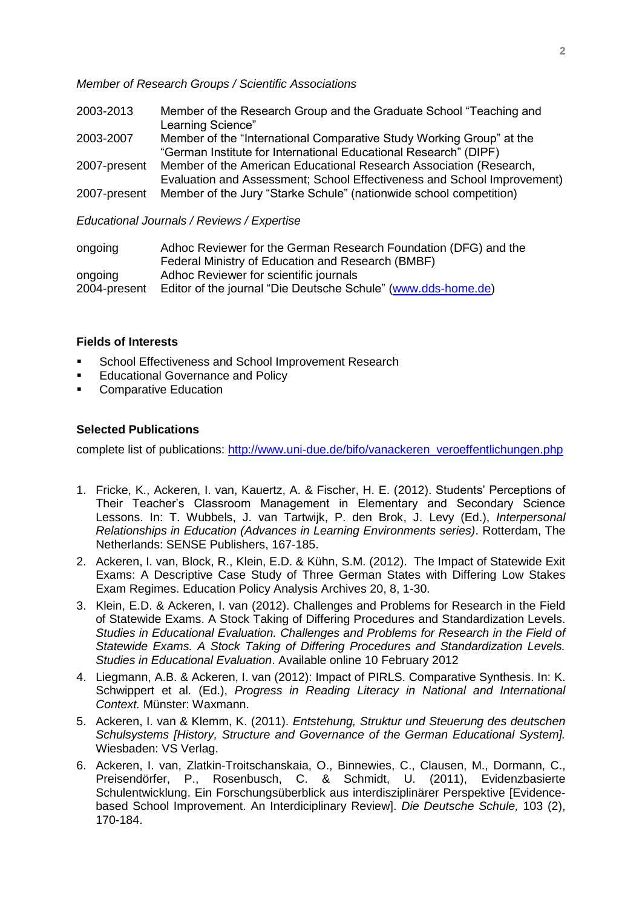*Member of Research Groups / Scientific Associations*

| | |
|---|---|
| 2003-2013 | Member of the Research Group and the Graduate School "Teaching and Learning Science" |
| 2003-2007 | Member of the "International Comparative Study Working Group" at the "German Institute for International Educational Research" (DIPF) |
| 2007-present | Member of the American Educational Research Association (Research, Evaluation and Assessment; School Effectiveness and School Improvement) |
| 2007-present | Member of the Jury "Starke Schule" (nationwide school competition) |

*Educational Journals / Reviews / Expertise*

| | |
|---|---|
| ongoing | Adhoc Reviewer for the German Research Foundation (DFG) and the Federal Ministry of Education and Research (BMBF) |
| ongoing | Adhoc Reviewer for scientific journals |
| 2004-present | Editor of the journal "Die Deutsche Schule" (www.dds-home.de) |

**Fields of Interests**

- School Effectiveness and School Improvement Research
- Educational Governance and Policy
- Comparative Education

**Selected Publications**

complete list of publications: http://www.uni-due.de/bifo/vanackeren_veroeffentlichungen.php

1. Fricke, K., Ackeren, I. van, Kauertz, A. & Fischer, H. E. (2012). Students' Perceptions of Their Teacher's Classroom Management in Elementary and Secondary Science Lessons. In: T. Wubbels, J. van Tartwijk, P. den Brok, J. Levy (Ed.), *Interpersonal Relationships in Education (Advances in Learning Environments series)*. Rotterdam, The Netherlands: SENSE Publishers, 167-185.
2. Ackeren, I. van, Block, R., Klein, E.D. & Kühn, S.M. (2012). The Impact of Statewide Exit Exams: A Descriptive Case Study of Three German States with Differing Low Stakes Exam Regimes. Education Policy Analysis Archives 20, 8, 1-30.
3. Klein, E.D. & Ackeren, I. van (2012). Challenges and Problems for Research in the Field of Statewide Exams. A Stock Taking of Differing Procedures and Standardization Levels. *Studies in Educational Evaluation. Challenges and Problems for Research in the Field of Statewide Exams. A Stock Taking of Differing Procedures and Standardization Levels. Studies in Educational Evaluation*. Available online 10 February 2012
4. Liegmann, A.B. & Ackeren, I. van (2012): Impact of PIRLS. Comparative Synthesis. In: K. Schwippert et al. (Ed.), *Progress in Reading Literacy in National and International Context.* Münster: Waxmann.
5. Ackeren, I. van & Klemm, K. (2011). *Entstehung, Struktur und Steuerung des deutschen Schulsystems [History, Structure and Governance of the German Educational System].* Wiesbaden: VS Verlag.
6. Ackeren, I. van, Zlatkin-Troitschanskaia, O., Binnewies, C., Clausen, M., Dormann, C., Preisendörfer, P., Rosenbusch, C. & Schmidt, U. (2011), Evidenzbasierte Schulentwicklung. Ein Forschungsüberblick aus interdisziplinärer Perspektive [Evidence-based School Improvement. An Interdiciplinary Review]. *Die Deutsche Schule,* 103 (2), 170-184.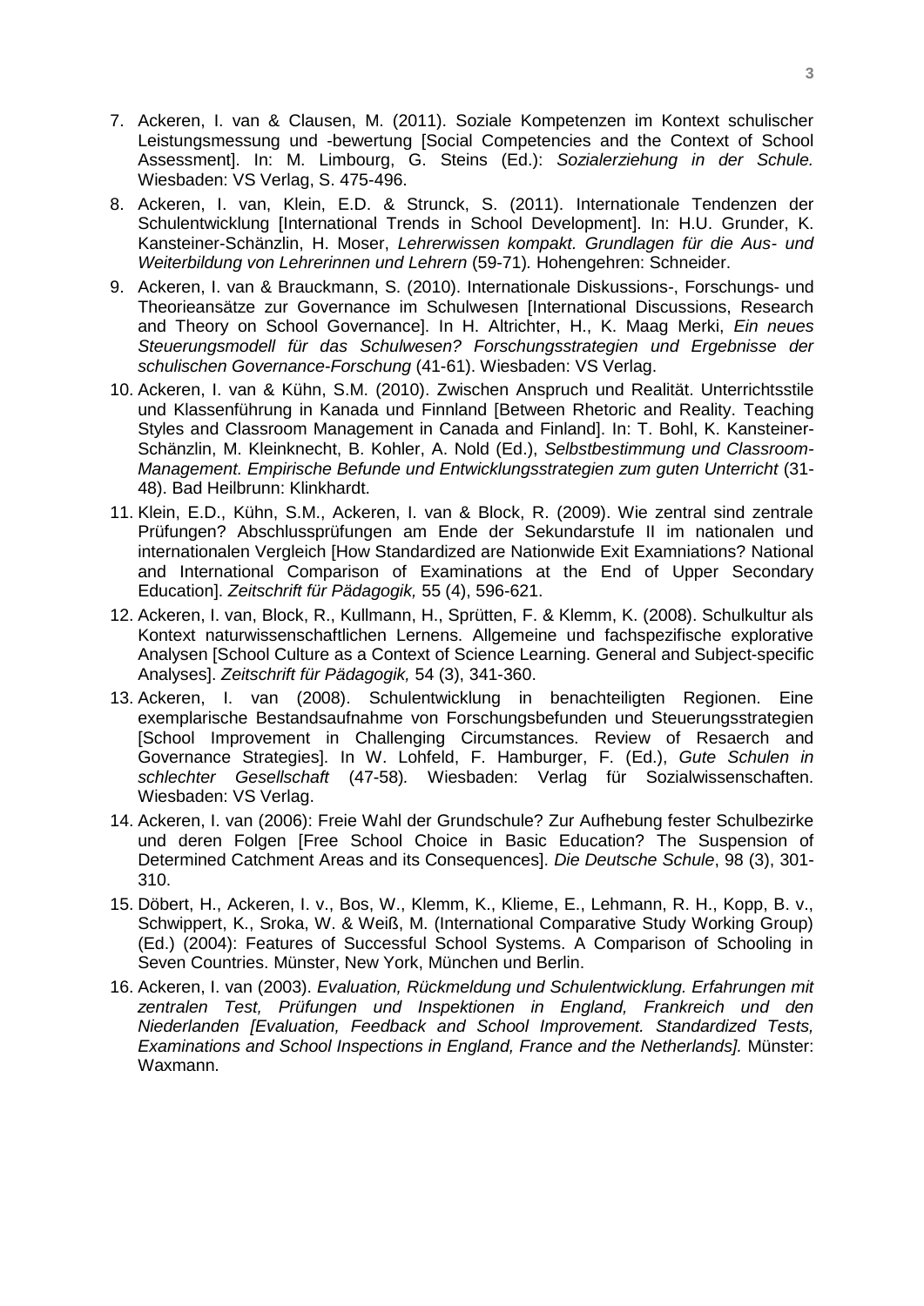7. Ackeren, I. van & Clausen, M. (2011). Soziale Kompetenzen im Kontext schulischer Leistungsmessung und -bewertung [Social Competencies and the Context of School Assessment]. In: M. Limbourg, G. Steins (Ed.): *Sozialerziehung in der Schule.* Wiesbaden: VS Verlag, S. 475-496.
8. Ackeren, I. van, Klein, E.D. & Strunck, S. (2011). Internationale Tendenzen der Schulentwicklung [International Trends in School Development]. In: H.U. Grunder, K. Kansteiner-Schänzlin, H. Moser, *Lehrerwissen kompakt. Grundlagen für die Aus- und Weiterbildung von Lehrerinnen und Lehrern* (59-71)*.* Hohengehren: Schneider.
9. Ackeren, I. van & Brauckmann, S. (2010). Internationale Diskussions-, Forschungs- und Theorieansätze zur Governance im Schulwesen [International Discussions, Research and Theory on School Governance]. In H. Altrichter, H., K. Maag Merki, *Ein neues Steuerungsmodell für das Schulwesen? Forschungsstrategien und Ergebnisse der schulischen Governance-Forschung* (41-61). Wiesbaden: VS Verlag.
10. Ackeren, I. van & Kühn, S.M. (2010). Zwischen Anspruch und Realität. Unterrichtsstile und Klassenführung in Kanada und Finnland [Between Rhetoric and Reality. Teaching Styles and Classroom Management in Canada and Finland]. In: T. Bohl, K. Kansteiner-Schänzlin, M. Kleinknecht, B. Kohler, A. Nold (Ed.), *Selbstbestimmung und Classroom-Management. Empirische Befunde und Entwicklungsstrategien zum guten Unterricht* (31-48). Bad Heilbrunn: Klinkhardt.
11. Klein, E.D., Kühn, S.M., Ackeren, I. van & Block, R. (2009). Wie zentral sind zentrale Prüfungen? Abschlussprüfungen am Ende der Sekundarstufe II im nationalen und internationalen Vergleich [How Standardized are Nationwide Exit Examniations? National and International Comparison of Examinations at the End of Upper Secondary Education]. *Zeitschrift für Pädagogik,* 55 (4), 596-621.
12. Ackeren, I. van, Block, R., Kullmann, H., Sprütten, F. & Klemm, K. (2008). Schulkultur als Kontext naturwissenschaftlichen Lernens. Allgemeine und fachspezifische explorative Analysen [School Culture as a Context of Science Learning. General and Subject-specific Analyses]. *Zeitschrift für Pädagogik,* 54 (3), 341-360.
13. Ackeren, I. van (2008). Schulentwicklung in benachteiligten Regionen. Eine exemplarische Bestandsaufnahme von Forschungsbefunden und Steuerungsstrategien [School Improvement in Challenging Circumstances. Review of Resaerch and Governance Strategies]. In W. Lohfeld, F. Hamburger, F. (Ed.), *Gute Schulen in schlechter Gesellschaft* (47-58)*.* Wiesbaden: Verlag für Sozialwissenschaften. Wiesbaden: VS Verlag.
14. Ackeren, I. van (2006): Freie Wahl der Grundschule? Zur Aufhebung fester Schulbezirke und deren Folgen [Free School Choice in Basic Education? The Suspension of Determined Catchment Areas and its Consequences]. *Die Deutsche Schule*, 98 (3), 301-310.
15. Döbert, H., Ackeren, I. v., Bos, W., Klemm, K., Klieme, E., Lehmann, R. H., Kopp, B. v., Schwippert, K., Sroka, W. & Weiß, M. (International Comparative Study Working Group) (Ed.) (2004): Features of Successful School Systems. A Comparison of Schooling in Seven Countries. Münster, New York, München und Berlin.
16. Ackeren, I. van (2003). *Evaluation, Rückmeldung und Schulentwicklung. Erfahrungen mit zentralen Test, Prüfungen und Inspektionen in England, Frankreich und den Niederlanden [Evaluation, Feedback and School Improvement. Standardized Tests, Examinations and School Inspections in England, France and the Netherlands].* Münster: Waxmann.